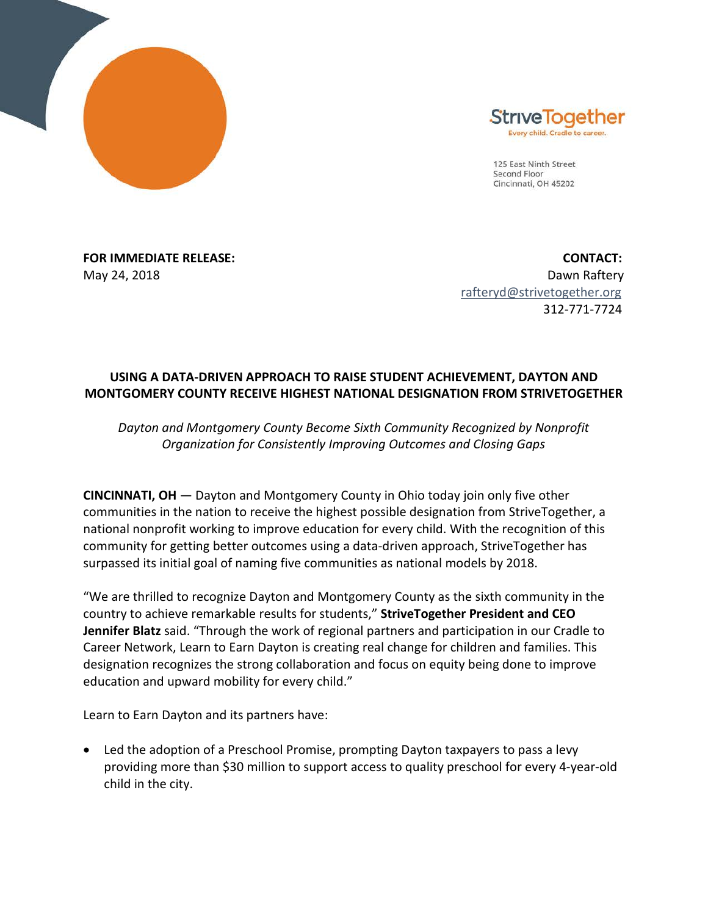StriveTogether
Every child. Cradle to career.

125 East Ninth Street
Second Floor
Cincinnati, OH 45202

**FOR IMMEDIATE RELEASE:**
May 24, 2018

**CONTACT:**
Dawn Raftery
rafteryd@strivetogether.org
312-771-7724

## USING A DATA-DRIVEN APPROACH TO RAISE STUDENT ACHIEVEMENT, DAYTON AND MONTGOMERY COUNTY RECEIVE HIGHEST NATIONAL DESIGNATION FROM STRIVETOGETHER

*Dayton and Montgomery County Become Sixth Community Recognized by Nonprofit Organization for Consistently Improving Outcomes and Closing Gaps*

**CINCINNATI, OH** — Dayton and Montgomery County in Ohio today join only five other communities in the nation to receive the highest possible designation from StriveTogether, a national nonprofit working to improve education for every child. With the recognition of this community for getting better outcomes using a data-driven approach, StriveTogether has surpassed its initial goal of naming five communities as national models by 2018.

"We are thrilled to recognize Dayton and Montgomery County as the sixth community in the country to achieve remarkable results for students," **StriveTogether President and CEO Jennifer Blatz** said. "Through the work of regional partners and participation in our Cradle to Career Network, Learn to Earn Dayton is creating real change for children and families. This designation recognizes the strong collaboration and focus on equity being done to improve education and upward mobility for every child."

Learn to Earn Dayton and its partners have:

- Led the adoption of a Preschool Promise, prompting Dayton taxpayers to pass a levy providing more than $30 million to support access to quality preschool for every 4-year-old child in the city.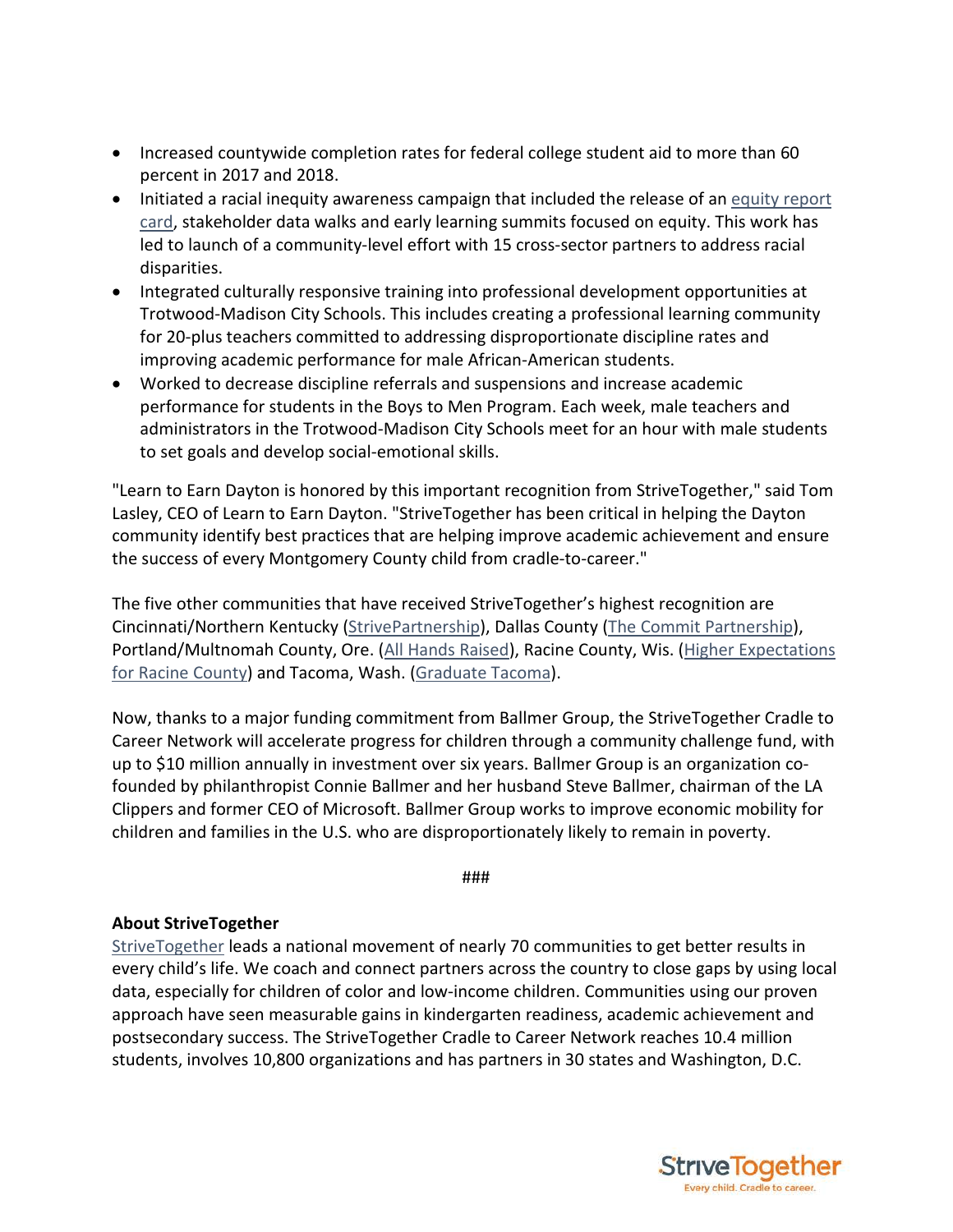- Increased countywide completion rates for federal college student aid to more than 60 percent in 2017 and 2018.
- Initiated a racial inequity awareness campaign that included the release of an equity report card, stakeholder data walks and early learning summits focused on equity. This work has led to launch of a community-level effort with 15 cross-sector partners to address racial disparities.
- Integrated culturally responsive training into professional development opportunities at Trotwood-Madison City Schools. This includes creating a professional learning community for 20-plus teachers committed to addressing disproportionate discipline rates and improving academic performance for male African-American students.
- Worked to decrease discipline referrals and suspensions and increase academic performance for students in the Boys to Men Program. Each week, male teachers and administrators in the Trotwood-Madison City Schools meet for an hour with male students to set goals and develop social-emotional skills.

"Learn to Earn Dayton is honored by this important recognition from StriveTogether," said Tom Lasley, CEO of Learn to Earn Dayton. "StriveTogether has been critical in helping the Dayton community identify best practices that are helping improve academic achievement and ensure the success of every Montgomery County child from cradle-to-career."

The five other communities that have received StriveTogether's highest recognition are Cincinnati/Northern Kentucky (StrivePartnership), Dallas County (The Commit Partnership), Portland/Multnomah County, Ore. (All Hands Raised), Racine County, Wis. (Higher Expectations for Racine County) and Tacoma, Wash. (Graduate Tacoma).

Now, thanks to a major funding commitment from Ballmer Group, the StriveTogether Cradle to Career Network will accelerate progress for children through a community challenge fund, with up to $10 million annually in investment over six years. Ballmer Group is an organization co-founded by philanthropist Connie Ballmer and her husband Steve Ballmer, chairman of the LA Clippers and former CEO of Microsoft. Ballmer Group works to improve economic mobility for children and families in the U.S. who are disproportionately likely to remain in poverty.

###

**About StriveTogether**

StriveTogether leads a national movement of nearly 70 communities to get better results in every child's life. We coach and connect partners across the country to close gaps by using local data, especially for children of color and low-income children. Communities using our proven approach have seen measurable gains in kindergarten readiness, academic achievement and postsecondary success. The StriveTogether Cradle to Career Network reaches 10.4 million students, involves 10,800 organizations and has partners in 30 states and Washington, D.C.

StriveTogether
Every child. Cradle to career.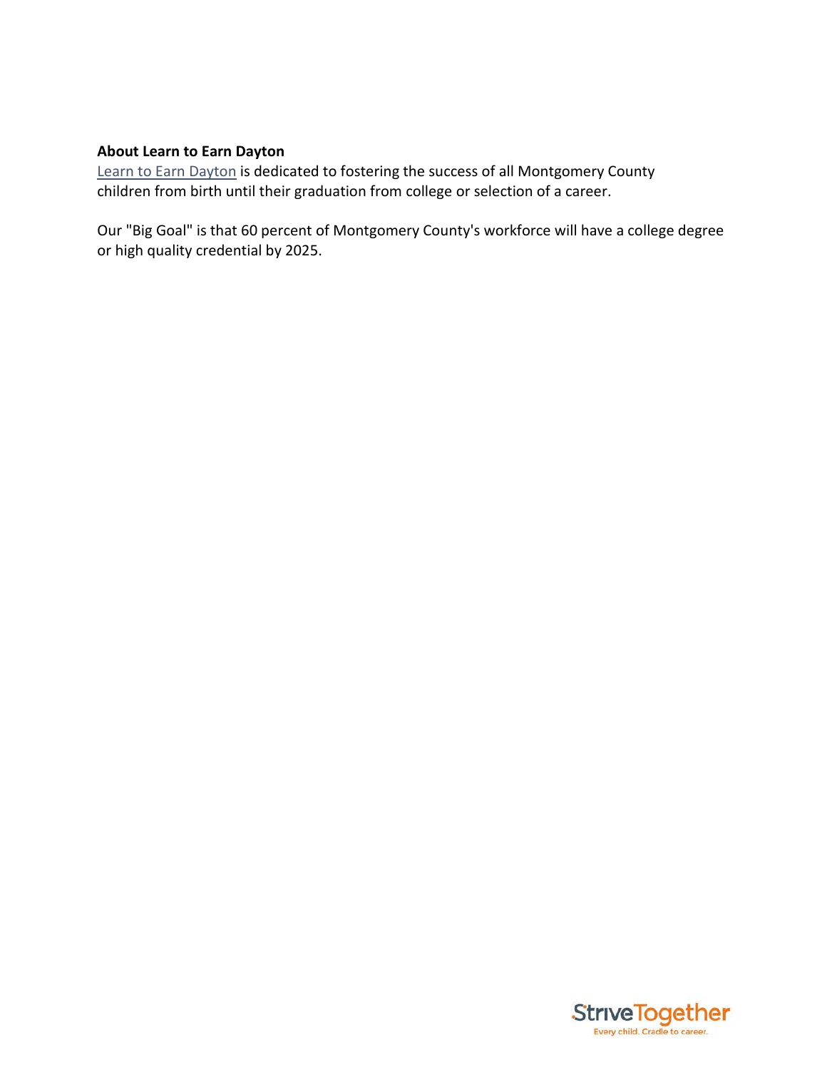**About Learn to Earn Dayton**
Learn to Earn Dayton is dedicated to fostering the success of all Montgomery County children from birth until their graduation from college or selection of a career.

Our "Big Goal" is that 60 percent of Montgomery County's workforce will have a college degree or high quality credential by 2025.